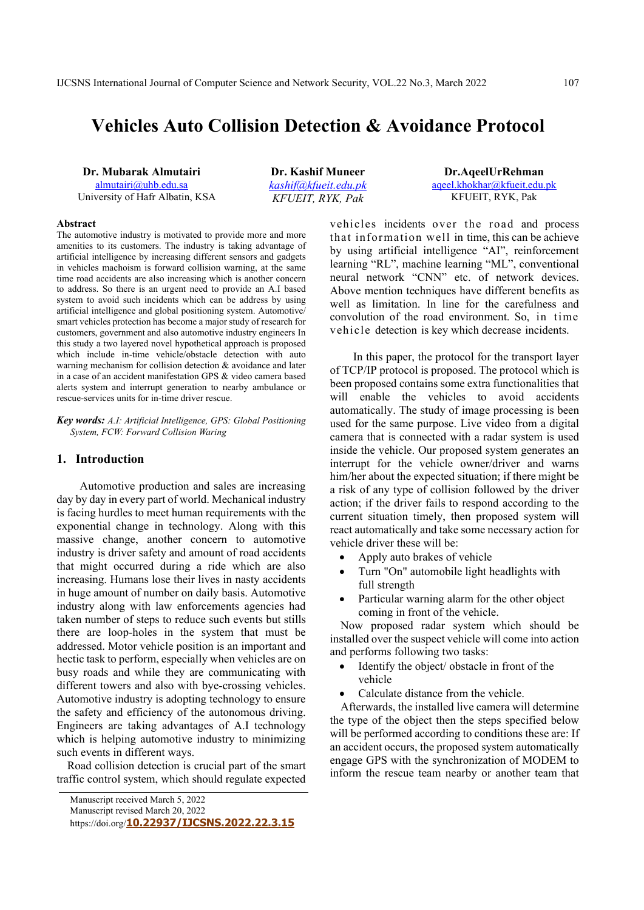# Vehicles Auto Collision Detection & Avoidance Protocol

**Dr. Mubarak Almutairi**
almutairi@uhb.edu.sa
University of Hafr Albatin, KSA

**Dr. Kashif Muneer**
*kashif@kfueit.edu.pk*
*KFUEIT, RYK, Pak*

**Dr.AqeelUrRehman**
aqeel.khokhar@kfueit.edu.pk
KFUEIT, RYK, Pak

**Abstract**

The automotive industry is motivated to provide more and more amenities to its customers. The industry is taking advantage of artificial intelligence by increasing different sensors and gadgets in vehicles machoism is forward collision warning, at the same time road accidents are also increasing which is another concern to address. So there is an urgent need to provide an A.I based system to avoid such incidents which can be address by using artificial intelligence and global positioning system. Automotive/ smart vehicles protection has become a major study of research for customers, government and also automotive industry engineers In this study a two layered novel hypothetical approach is proposed which include in-time vehicle/obstacle detection with auto warning mechanism for collision detection & avoidance and later in a case of an accident manifestation GPS & video camera based alerts system and interrupt generation to nearby ambulance or rescue-services units for in-time driver rescue.

***Key words:*** *A.I: Artificial Intelligence, GPS: Global Positioning System, FCW: Forward Collision Waring*

## 1. Introduction

Automotive production and sales are increasing day by day in every part of world. Mechanical industry is facing hurdles to meet human requirements with the exponential change in technology. Along with this massive change, another concern to automotive industry is driver safety and amount of road accidents that might occurred during a ride which are also increasing. Humans lose their lives in nasty accidents in huge amount of number on daily basis. Automotive industry along with law enforcements agencies had taken number of steps to reduce such events but stills there are loop-holes in the system that must be addressed. Motor vehicle position is an important and hectic task to perform, especially when vehicles are on busy roads and while they are communicating with different towers and also with bye-crossing vehicles. Automotive industry is adopting technology to ensure the safety and efficiency of the autonomous driving. Engineers are taking advantages of A.I technology which is helping automotive industry to minimizing such events in different ways.

Road collision detection is crucial part of the smart traffic control system, which should regulate expected vehicles incidents over the road and process that information well in time, this can be achieve by using artificial intelligence "AI", reinforcement learning "RL", machine learning "ML", conventional neural network "CNN" etc. of network devices. Above mention techniques have different benefits as well as limitation. In line for the carefulness and convolution of the road environment. So, in time vehicle detection is key which decrease incidents.

In this paper, the protocol for the transport layer of TCP/IP protocol is proposed. The protocol which is been proposed contains some extra functionalities that will enable the vehicles to avoid accidents automatically. The study of image processing is been used for the same purpose. Live video from a digital camera that is connected with a radar system is used inside the vehicle. Our proposed system generates an interrupt for the vehicle owner/driver and warns him/her about the expected situation; if there might be a risk of any type of collision followed by the driver action; if the driver fails to respond according to the current situation timely, then proposed system will react automatically and take some necessary action for vehicle driver these will be:

- Apply auto brakes of vehicle
- Turn "On" automobile light headlights with full strength
- Particular warning alarm for the other object coming in front of the vehicle.

Now proposed radar system which should be installed over the suspect vehicle will come into action and performs following two tasks:

- Identify the object/ obstacle in front of the vehicle
- Calculate distance from the vehicle.

Afterwards, the installed live camera will determine the type of the object then the steps specified below will be performed according to conditions these are: If an accident occurs, the proposed system automatically engage GPS with the synchronization of MODEM to inform the rescue team nearby or another team that

Manuscript received March 5, 2022
Manuscript revised March 20, 2022
https://doi.org/10.22937/IJCSNS.2022.22.3.15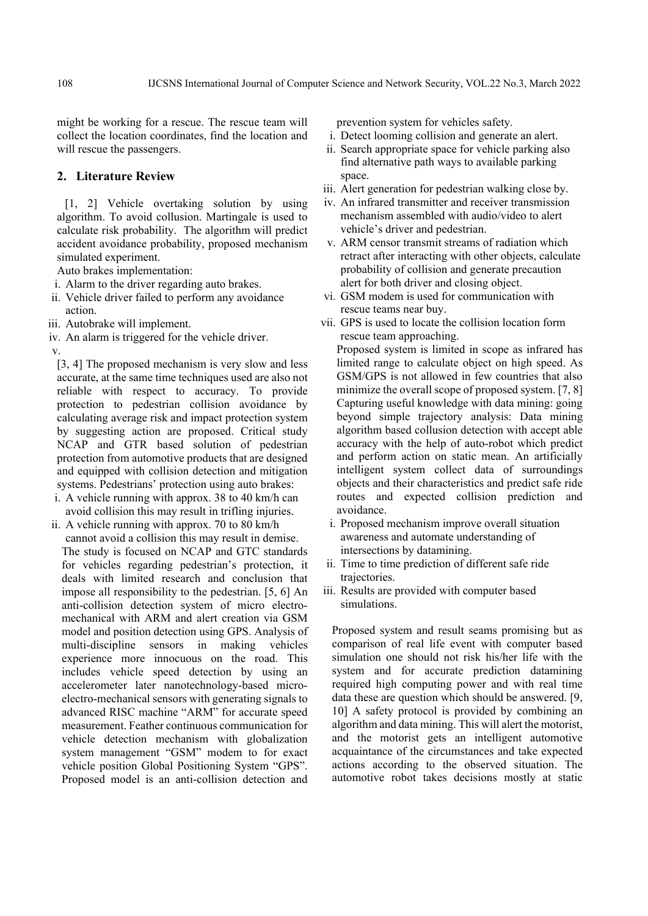might be working for a rescue. The rescue team will collect the location coordinates, find the location and will rescue the passengers.

## 2. Literature Review

[1, 2] Vehicle overtaking solution by using algorithm. To avoid collusion. Martingale is used to calculate risk probability. The algorithm will predict accident avoidance probability, proposed mechanism simulated experiment.

Auto brakes implementation:

i. Alarm to the driver regarding auto brakes.
ii. Vehicle driver failed to perform any avoidance action.
iii. Autobrake will implement.
iv. An alarm is triggered for the vehicle driver.
v.

[3, 4] The proposed mechanism is very slow and less accurate, at the same time techniques used are also not reliable with respect to accuracy. To provide protection to pedestrian collision avoidance by calculating average risk and impact protection system by suggesting action are proposed. Critical study NCAP and GTR based solution of pedestrian protection from automotive products that are designed and equipped with collision detection and mitigation systems. Pedestrians' protection using auto brakes:

i. A vehicle running with approx. 38 to 40 km/h can avoid collision this may result in trifling injuries.
ii. A vehicle running with approx. 70 to 80 km/h cannot avoid a collision this may result in demise.

The study is focused on NCAP and GTC standards for vehicles regarding pedestrian's protection, it deals with limited research and conclusion that impose all responsibility to the pedestrian. [5, 6] An anti-collision detection system of micro electro-mechanical with ARM and alert creation via GSM model and position detection using GPS. Analysis of multi-discipline sensors in making vehicles experience more innocuous on the road. This includes vehicle speed detection by using an accelerometer later nanotechnology-based micro-electro-mechanical sensors with generating signals to advanced RISC machine "ARM" for accurate speed measurement. Feather continuous communication for vehicle detection mechanism with globalization system management "GSM" modem to for exact vehicle position Global Positioning System "GPS". Proposed model is an anti-collision detection and prevention system for vehicles safety.

i. Detect looming collision and generate an alert.
ii. Search appropriate space for vehicle parking also find alternative path ways to available parking space.
iii. Alert generation for pedestrian walking close by.
iv. An infrared transmitter and receiver transmission mechanism assembled with audio/video to alert vehicle's driver and pedestrian.
v. ARM censor transmit streams of radiation which retract after interacting with other objects, calculate probability of collision and generate precaution alert for both driver and closing object.
vi. GSM modem is used for communication with rescue teams near buy.
vii. GPS is used to locate the collision location form rescue team approaching.

Proposed system is limited in scope as infrared has limited range to calculate object on high speed. As GSM/GPS is not allowed in few countries that also minimize the overall scope of proposed system. [7, 8] Capturing useful knowledge with data mining: going beyond simple trajectory analysis: Data mining algorithm based collusion detection with accept able accuracy with the help of auto-robot which predict and perform action on static mean. An artificially intelligent system collect data of surroundings objects and their characteristics and predict safe ride routes and expected collision prediction and avoidance.

i. Proposed mechanism improve overall situation awareness and automate understanding of intersections by datamining.
ii. Time to time prediction of different safe ride trajectories.
iii. Results are provided with computer based simulations.

Proposed system and result seams promising but as comparison of real life event with computer based simulation one should not risk his/her life with the system and for accurate prediction datamining required high computing power and with real time data these are question which should be answered. [9, 10] A safety protocol is provided by combining an algorithm and data mining. This will alert the motorist, and the motorist gets an intelligent automotive acquaintance of the circumstances and take expected actions according to the observed situation. The automotive robot takes decisions mostly at static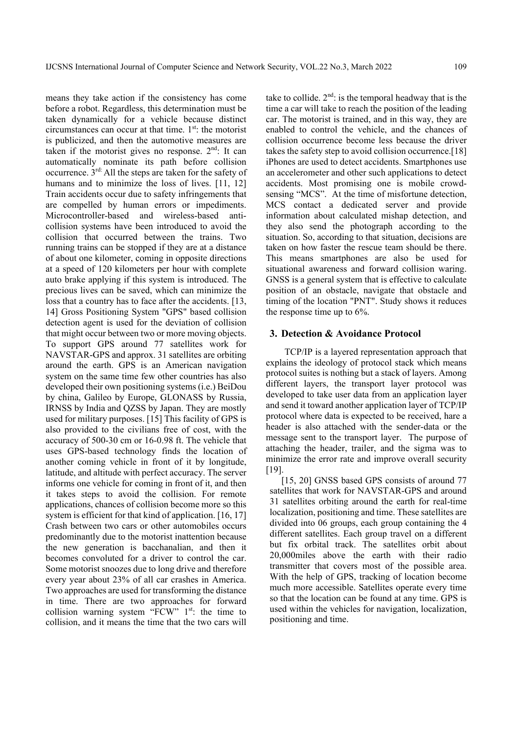means they take action if the consistency has come before a robot. Regardless, this determination must be taken dynamically for a vehicle because distinct circumstances can occur at that time. 1st: the motorist is publicized, and then the automotive measures are taken if the motorist gives no response. 2nd: It can automatically nominate its path before collision occurrence. 3rd: All the steps are taken for the safety of humans and to minimize the loss of lives. [11, 12] Train accidents occur due to safety infringements that are compelled by human errors or impediments. Microcontroller-based and wireless-based anti-collision systems have been introduced to avoid the collision that occurred between the trains. Two running trains can be stopped if they are at a distance of about one kilometer, coming in opposite directions at a speed of 120 kilometers per hour with complete auto brake applying if this system is introduced. The precious lives can be saved, which can minimize the loss that a country has to face after the accidents. [13, 14] Gross Positioning System "GPS" based collision detection agent is used for the deviation of collision that might occur between two or more moving objects. To support GPS around 77 satellites work for NAVSTAR-GPS and approx. 31 satellites are orbiting around the earth. GPS is an American navigation system on the same time few other countries has also developed their own positioning systems (i.e.) BeiDou by china, Galileo by Europe, GLONASS by Russia, IRNSS by India and QZSS by Japan. They are mostly used for military purposes. [15] This facility of GPS is also provided to the civilians free of cost, with the accuracy of 500-30 cm or 16-0.98 ft. The vehicle that uses GPS-based technology finds the location of another coming vehicle in front of it by longitude, latitude, and altitude with perfect accuracy. The server informs one vehicle for coming in front of it, and then it takes steps to avoid the collision. For remote applications, chances of collision become more so this system is efficient for that kind of application. [16, 17] Crash between two cars or other automobiles occurs predominantly due to the motorist inattention because the new generation is bacchanalian, and then it becomes convoluted for a driver to control the car. Some motorist snoozes due to long drive and therefore every year about 23% of all car crashes in America. Two approaches are used for transforming the distance in time. There are two approaches for forward collision warning system "FCW" 1st: the time to collision, and it means the time that the two cars will take to collide. 2nd: is the temporal headway that is the time a car will take to reach the position of the leading car. The motorist is trained, and in this way, they are enabled to control the vehicle, and the chances of collision occurrence become less because the driver takes the safety step to avoid collision occurrence.[18] iPhones are used to detect accidents. Smartphones use an accelerometer and other such applications to detect accidents. Most promising one is mobile crowd-sensing "MCS". At the time of misfortune detection, MCS contact a dedicated server and provide information about calculated mishap detection, and they also send the photograph according to the situation. So, according to that situation, decisions are taken on how faster the rescue team should be there. This means smartphones are also be used for situational awareness and forward collision waring. GNSS is a general system that is effective to calculate position of an obstacle, navigate that obstacle and timing of the location "PNT". Study shows it reduces the response time up to 6%.

## 3. Detection & Avoidance Protocol

TCP/IP is a layered representation approach that explains the ideology of protocol stack which means protocol suites is nothing but a stack of layers. Among different layers, the transport layer protocol was developed to take user data from an application layer and send it toward another application layer of TCP/IP protocol where data is expected to be received, hare a header is also attached with the sender-data or the message sent to the transport layer. The purpose of attaching the header, trailer, and the sigma was to minimize the error rate and improve overall security [19].

[15, 20] GNSS based GPS consists of around 77 satellites that work for NAVSTAR-GPS and around 31 satellites orbiting around the earth for real-time localization, positioning and time. These satellites are divided into 06 groups, each group containing the 4 different satellites. Each group travel on a different but fix orbital track. The satellites orbit about 20,000miles above the earth with their radio transmitter that covers most of the possible area. With the help of GPS, tracking of location become much more accessible. Satellites operate every time so that the location can be found at any time. GPS is used within the vehicles for navigation, localization, positioning and time.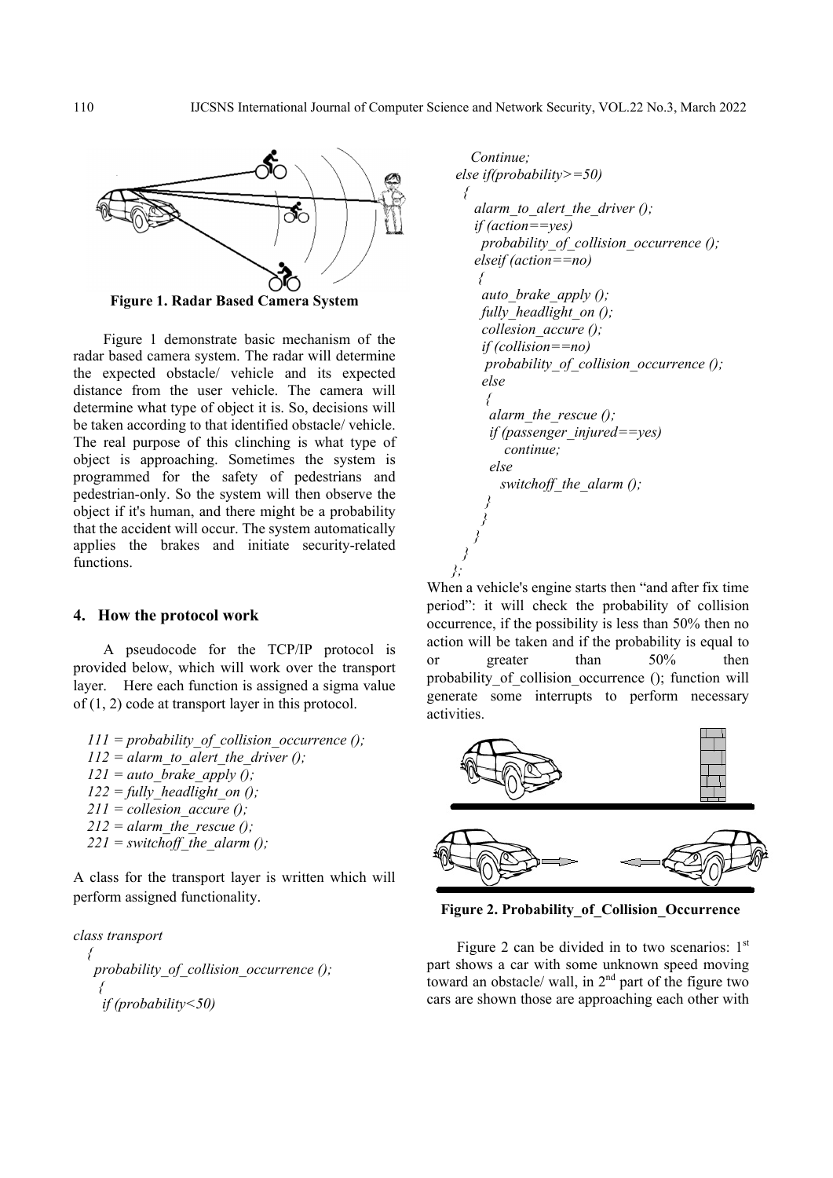**Figure 1. Radar Based Camera System**

Figure 1 demonstrate basic mechanism of the radar based camera system. The radar will determine the expected obstacle/ vehicle and its expected distance from the user vehicle. The camera will determine what type of object it is. So, decisions will be taken according to that identified obstacle/ vehicle. The real purpose of this clinching is what type of object is approaching. Sometimes the system is programmed for the safety of pedestrians and pedestrian-only. So the system will then observe the object if it's human, and there might be a probability that the accident will occur. The system automatically applies the brakes and initiate security-related functions.

## 4. How the protocol work

A pseudocode for the TCP/IP protocol is provided below, which will work over the transport layer. Here each function is assigned a sigma value of (1, 2) code at transport layer in this protocol.

```
111 = probability_of_collision_occurrence ();
112 = alarm_to_alert_the_driver ();
121 = auto_brake_apply ();
122 = fully_headlight_on ();
211 = collesion_accure ();
212 = alarm_the_rescue ();
221 = switchoff_the_alarm ();
```

A class for the transport layer is written which will perform assigned functionality.

```
class transport
 {
  probability_of_collision_occurrence ();
   {
    if (probability<50)
      Continue;
    else if(probability>=50)
     {
      alarm_to_alert_the_driver ();
      if (action==yes)
        probability_of_collision_occurrence ();
      elseif (action==no)
       {
        auto_brake_apply ();
        fully_headlight_on ();
        collesion_accure ();
        if (collision==no)
         probability_of_collision_occurrence ();
        else
         {
          alarm_the_rescue ();
          if (passenger_injured==yes)
             continue;
          else
            switchoff_the_alarm ();
         }
       }
     }
   }
 };
```

When a vehicle's engine starts then "and after fix time period": it will check the probability of collision occurrence, if the possibility is less than 50% then no action will be taken and if the probability is equal to or greater than 50% then probability_of_collision_occurrence (); function will generate some interrupts to perform necessary activities.

**Figure 2. Probability_of_Collision_Occurrence**

Figure 2 can be divided in to two scenarios: 1st part shows a car with some unknown speed moving toward an obstacle/ wall, in 2nd part of the figure two cars are shown those are approaching each other with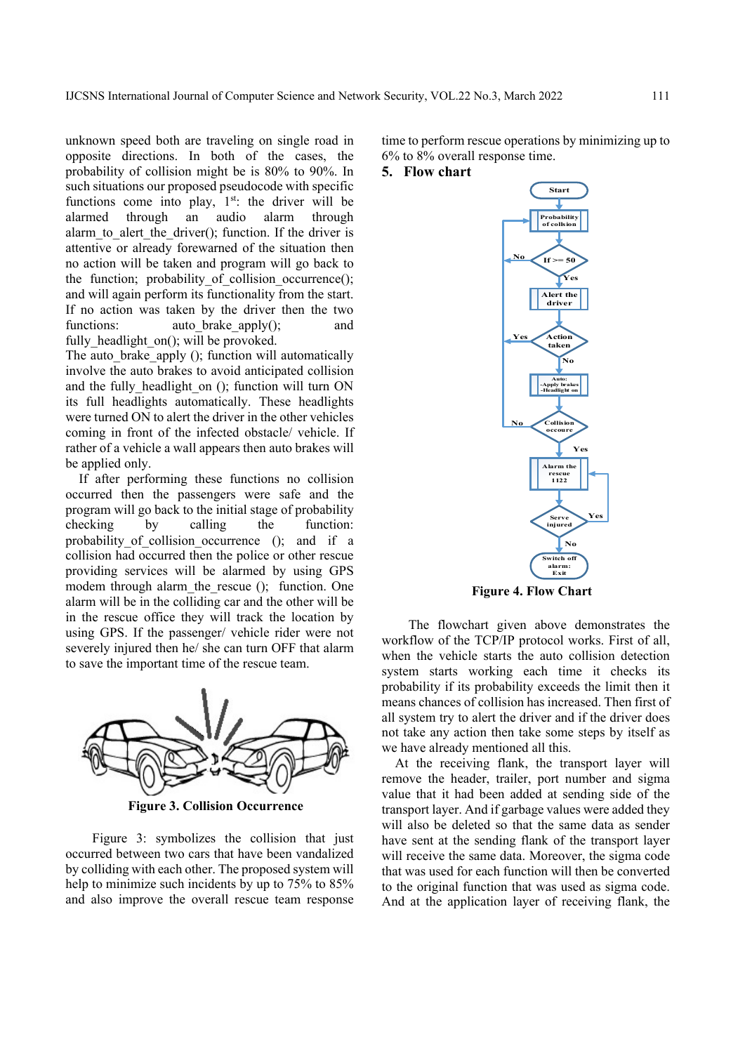unknown speed both are traveling on single road in opposite directions. In both of the cases, the probability of collision might be is 80% to 90%. In such situations our proposed pseudocode with specific functions come into play, 1st: the driver will be alarmed through an audio alarm through alarm_to_alert_the_driver(); function. If the driver is attentive or already forewarned of the situation then no action will be taken and program will go back to the function; probability_of_collision_occurrence(); and will again perform its functionality from the start. If no action was taken by the driver then the two functions: auto_brake_apply(); and fully_headlight_on(); will be provoked.

The auto_brake_apply (); function will automatically involve the auto brakes to avoid anticipated collision and the fully_headlight_on (); function will turn ON its full headlights automatically. These headlights were turned ON to alert the driver in the other vehicles coming in front of the infected obstacle/ vehicle. If rather of a vehicle a wall appears then auto brakes will be applied only.

If after performing these functions no collision occurred then the passengers were safe and the program will go back to the initial stage of probability checking by calling the function: probability_of_collision_occurrence (); and if a collision had occurred then the police or other rescue providing services will be alarmed by using GPS modem through alarm_the_rescue (); function. One alarm will be in the colliding car and the other will be in the rescue office they will track the location by using GPS. If the passenger/ vehicle rider were not severely injured then he/ she can turn OFF that alarm to save the important time of the rescue team.

**Figure 3. Collision Occurrence**

Figure 3: symbolizes the collision that just occurred between two cars that have been vandalized by colliding with each other. The proposed system will help to minimize such incidents by up to 75% to 85% and also improve the overall rescue team response time to perform rescue operations by minimizing up to 6% to 8% overall response time.

## 5. Flow chart

**Figure 4. Flow Chart**

The flowchart given above demonstrates the workflow of the TCP/IP protocol works. First of all, when the vehicle starts the auto collision detection system starts working each time it checks its probability if its probability exceeds the limit then it means chances of collision has increased. Then first of all system try to alert the driver and if the driver does not take any action then take some steps by itself as we have already mentioned all this.

At the receiving flank, the transport layer will remove the header, trailer, port number and sigma value that it had been added at sending side of the transport layer. And if garbage values were added they will also be deleted so that the same data as sender have sent at the sending flank of the transport layer will receive the same data. Moreover, the sigma code that was used for each function will then be converted to the original function that was used as sigma code. And at the application layer of receiving flank, the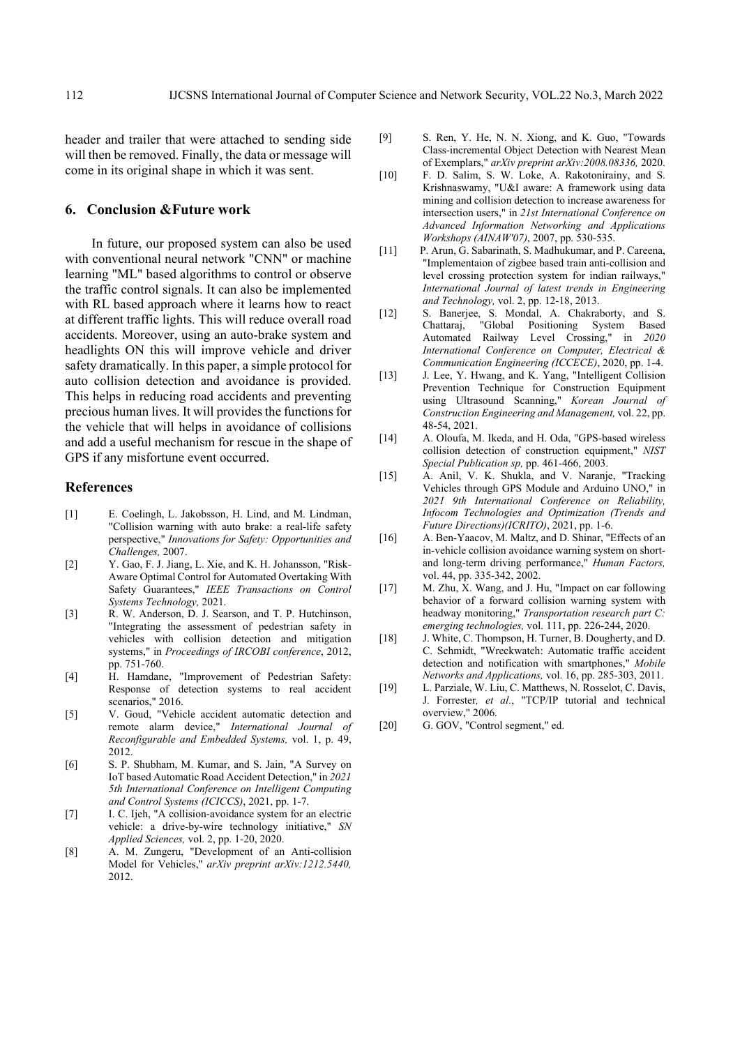header and trailer that were attached to sending side will then be removed. Finally, the data or message will come in its original shape in which it was sent.

## 6. Conclusion &Future work

In future, our proposed system can also be used with conventional neural network "CNN" or machine learning "ML" based algorithms to control or observe the traffic control signals. It can also be implemented with RL based approach where it learns how to react at different traffic lights. This will reduce overall road accidents. Moreover, using an auto-brake system and headlights ON this will improve vehicle and driver safety dramatically. In this paper, a simple protocol for auto collision detection and avoidance is provided. This helps in reducing road accidents and preventing precious human lives. It will provides the functions for the vehicle that will helps in avoidance of collisions and add a useful mechanism for rescue in the shape of GPS if any misfortune event occurred.

## References

[1] E. Coelingh, L. Jakobsson, H. Lind, and M. Lindman, "Collision warning with auto brake: a real-life safety perspective," *Innovations for Safety: Opportunities and Challenges,* 2007.

[2] Y. Gao, F. J. Jiang, L. Xie, and K. H. Johansson, "Risk-Aware Optimal Control for Automated Overtaking With Safety Guarantees," *IEEE Transactions on Control Systems Technology,* 2021.

[3] R. W. Anderson, D. J. Searson, and T. P. Hutchinson, "Integrating the assessment of pedestrian safety in vehicles with collision detection and mitigation systems," in *Proceedings of IRCOBI conference*, 2012, pp. 751-760.

[4] H. Hamdane, "Improvement of Pedestrian Safety: Response of detection systems to real accident scenarios," 2016.

[5] V. Goud, "Vehicle accident automatic detection and remote alarm device," *International Journal of Reconfigurable and Embedded Systems,* vol. 1, p. 49, 2012.

[6] S. P. Shubham, M. Kumar, and S. Jain, "A Survey on IoT based Automatic Road Accident Detection," in *2021 5th International Conference on Intelligent Computing and Control Systems (ICICCS)*, 2021, pp. 1-7.

[7] I. C. Ijeh, "A collision-avoidance system for an electric vehicle: a drive-by-wire technology initiative," *SN Applied Sciences,* vol. 2, pp. 1-20, 2020.

[8] A. M. Zungeru, "Development of an Anti-collision Model for Vehicles," *arXiv preprint arXiv:1212.5440,* 2012.

[9] S. Ren, Y. He, N. N. Xiong, and K. Guo, "Towards Class-incremental Object Detection with Nearest Mean of Exemplars," *arXiv preprint arXiv:2008.08336,* 2020.

[10] F. D. Salim, S. W. Loke, A. Rakotonirainy, and S. Krishnaswamy, "U&I aware: A framework using data mining and collision detection to increase awareness for intersection users," in *21st International Conference on Advanced Information Networking and Applications Workshops (AINAW'07)*, 2007, pp. 530-535.

[11] P. Arun, G. Sabarinath, S. Madhukumar, and P. Careena, "Implementaion of zigbee based train anti-collision and level crossing protection system for indian railways," *International Journal of latest trends in Engineering and Technology,* vol. 2, pp. 12-18, 2013.

[12] S. Banerjee, S. Mondal, A. Chakraborty, and S. Chattaraj, "Global Positioning System Based Automated Railway Level Crossing," in *2020 International Conference on Computer, Electrical & Communication Engineering (ICCECE)*, 2020, pp. 1-4.

[13] J. Lee, Y. Hwang, and K. Yang, "Intelligent Collision Prevention Technique for Construction Equipment using Ultrasound Scanning," *Korean Journal of Construction Engineering and Management,* vol. 22, pp. 48-54, 2021.

[14] A. Oloufa, M. Ikeda, and H. Oda, "GPS-based wireless collision detection of construction equipment," *NIST Special Publication sp,* pp. 461-466, 2003.

[15] A. Anil, V. K. Shukla, and V. Naranje, "Tracking Vehicles through GPS Module and Arduino UNO," in *2021 9th International Conference on Reliability, Infocom Technologies and Optimization (Trends and Future Directions)(ICRITO)*, 2021, pp. 1-6.

[16] A. Ben-Yaacov, M. Maltz, and D. Shinar, "Effects of an in-vehicle collision avoidance warning system on short- and long-term driving performance," *Human Factors,* vol. 44, pp. 335-342, 2002.

[17] M. Zhu, X. Wang, and J. Hu, "Impact on car following behavior of a forward collision warning system with headway monitoring," *Transportation research part C: emerging technologies,* vol. 111, pp. 226-244, 2020.

[18] J. White, C. Thompson, H. Turner, B. Dougherty, and D. C. Schmidt, "Wreckwatch: Automatic traffic accident detection and notification with smartphones," *Mobile Networks and Applications,* vol. 16, pp. 285-303, 2011.

[19] L. Parziale, W. Liu, C. Matthews, N. Rosselot, C. Davis, J. Forrester*, et al.*, "TCP/IP tutorial and technical overview," 2006.

[20] G. GOV, "Control segment," ed.